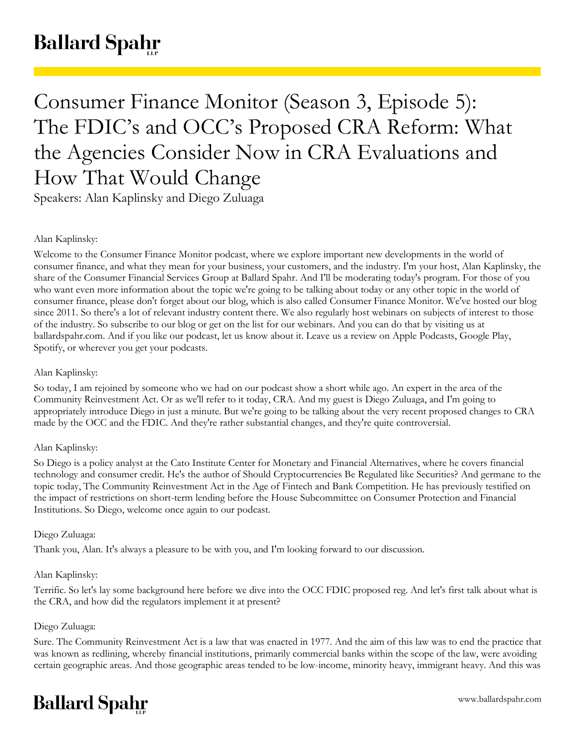# Consumer Finance Monitor (Season 3, Episode 5): The FDIC's and OCC's Proposed CRA Reform: What the Agencies Consider Now in CRA Evaluations and How That Would Change

Speakers: Alan Kaplinsky and Diego Zuluaga

Alan Kaplinsky:

Welcome to the Consumer Finance Monitor podcast, where we explore important new developments in the world of consumer finance, and what they mean for your business, your customers, and the industry. I'm your host, Alan Kaplinsky, the share of the Consumer Financial Services Group at Ballard Spahr. And I'll be moderating today's program. For those of you who want even more information about the topic we're going to be talking about today or any other topic in the world of consumer finance, please don't forget about our blog, which is also called Consumer Finance Monitor. We've hosted our blog since 2011. So there's a lot of relevant industry content there. We also regularly host webinars on subjects of interest to those of the industry. So subscribe to our blog or get on the list for our webinars. And you can do that by visiting us at ballardspahr.com. And if you like our podcast, let us know about it. Leave us a review on Apple Podcasts, Google Play, Spotify, or wherever you get your podcasts.

Alan Kaplinsky:

So today, I am rejoined by someone who we had on our podcast show a short while ago. An expert in the area of the Community Reinvestment Act. Or as we'll refer to it today, CRA. And my guest is Diego Zuluaga, and I'm going to appropriately introduce Diego in just a minute. But we're going to be talking about the very recent proposed changes to CRA made by the OCC and the FDIC. And they're rather substantial changes, and they're quite controversial.

Alan Kaplinsky:

So Diego is a policy analyst at the Cato Institute Center for Monetary and Financial Alternatives, where he covers financial technology and consumer credit. He's the author of Should Cryptocurrencies Be Regulated like Securities? And germane to the topic today, The Community Reinvestment Act in the Age of Fintech and Bank Competition. He has previously testified on the impact of restrictions on short-term lending before the House Subcommittee on Consumer Protection and Financial Institutions. So Diego, welcome once again to our podcast.

Diego Zuluaga:

Thank you, Alan. It's always a pleasure to be with you, and I'm looking forward to our discussion.

Alan Kaplinsky:

Terrific. So let's lay some background here before we dive into the OCC FDIC proposed reg. And let's first talk about what is the CRA, and how did the regulators implement it at present?

Diego Zuluaga:

Sure. The Community Reinvestment Act is a law that was enacted in 1977. And the aim of this law was to end the practice that was known as redlining, whereby financial institutions, primarily commercial banks within the scope of the law, were avoiding certain geographic areas. And those geographic areas tended to be low-income, minority heavy, immigrant heavy. And this was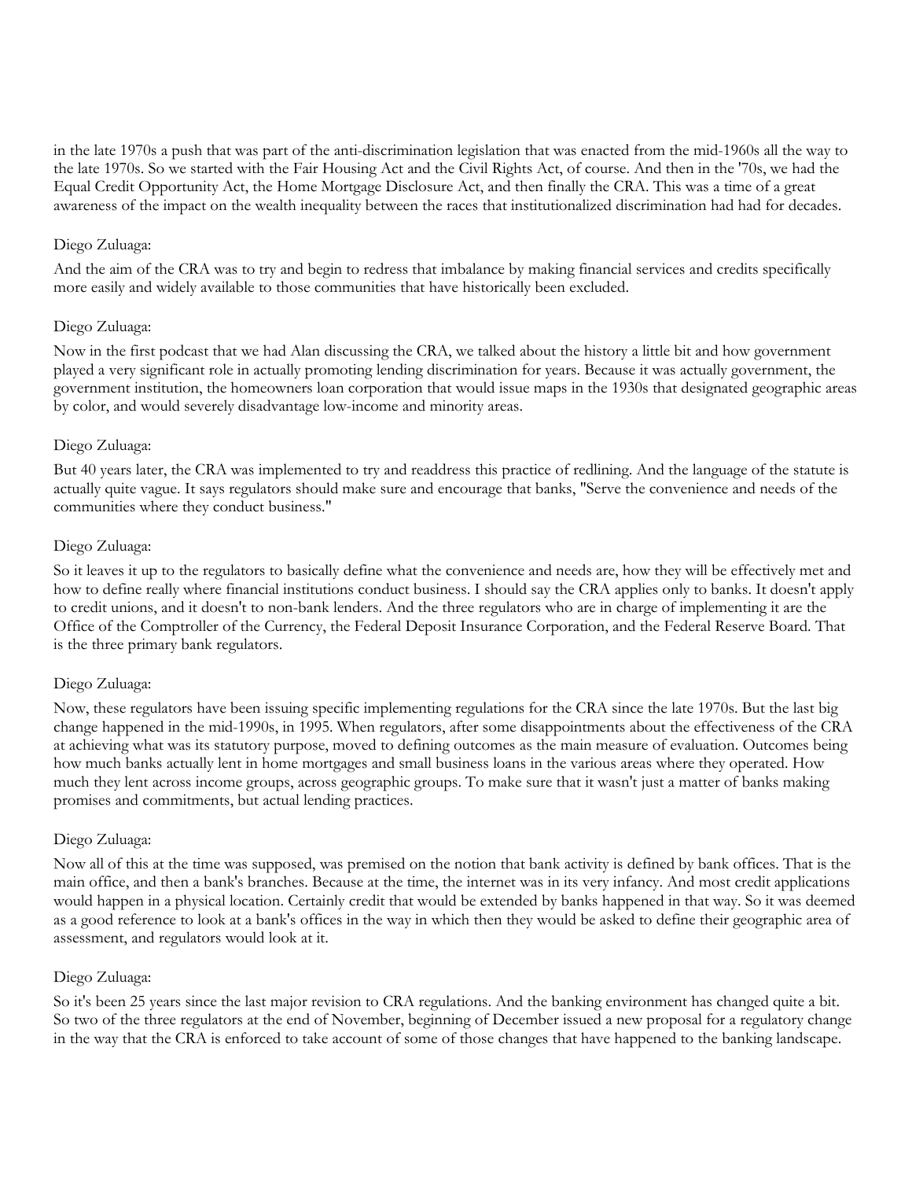in the late 1970s a push that was part of the anti-discrimination legislation that was enacted from the mid-1960s all the way to the late 1970s. So we started with the Fair Housing Act and the Civil Rights Act, of course. And then in the '70s, we had the Equal Credit Opportunity Act, the Home Mortgage Disclosure Act, and then finally the CRA. This was a time of a great awareness of the impact on the wealth inequality between the races that institutionalized discrimination had had for decades.

Diego Zuluaga:

And the aim of the CRA was to try and begin to redress that imbalance by making financial services and credits specifically more easily and widely available to those communities that have historically been excluded.

Diego Zuluaga:

Now in the first podcast that we had Alan discussing the CRA, we talked about the history a little bit and how government played a very significant role in actually promoting lending discrimination for years. Because it was actually government, the government institution, the homeowners loan corporation that would issue maps in the 1930s that designated geographic areas by color, and would severely disadvantage low-income and minority areas.

Diego Zuluaga:

But 40 years later, the CRA was implemented to try and readdress this practice of redlining. And the language of the statute is actually quite vague. It says regulators should make sure and encourage that banks, "Serve the convenience and needs of the communities where they conduct business."

Diego Zuluaga:

So it leaves it up to the regulators to basically define what the convenience and needs are, how they will be effectively met and how to define really where financial institutions conduct business. I should say the CRA applies only to banks. It doesn't apply to credit unions, and it doesn't to non-bank lenders. And the three regulators who are in charge of implementing it are the Office of the Comptroller of the Currency, the Federal Deposit Insurance Corporation, and the Federal Reserve Board. That is the three primary bank regulators.

Diego Zuluaga:

Now, these regulators have been issuing specific implementing regulations for the CRA since the late 1970s. But the last big change happened in the mid-1990s, in 1995. When regulators, after some disappointments about the effectiveness of the CRA at achieving what was its statutory purpose, moved to defining outcomes as the main measure of evaluation. Outcomes being how much banks actually lent in home mortgages and small business loans in the various areas where they operated. How much they lent across income groups, across geographic groups. To make sure that it wasn't just a matter of banks making promises and commitments, but actual lending practices.

Diego Zuluaga:

Now all of this at the time was supposed, was premised on the notion that bank activity is defined by bank offices. That is the main office, and then a bank's branches. Because at the time, the internet was in its very infancy. And most credit applications would happen in a physical location. Certainly credit that would be extended by banks happened in that way. So it was deemed as a good reference to look at a bank's offices in the way in which then they would be asked to define their geographic area of assessment, and regulators would look at it.

Diego Zuluaga:

So it's been 25 years since the last major revision to CRA regulations. And the banking environment has changed quite a bit. So two of the three regulators at the end of November, beginning of December issued a new proposal for a regulatory change in the way that the CRA is enforced to take account of some of those changes that have happened to the banking landscape.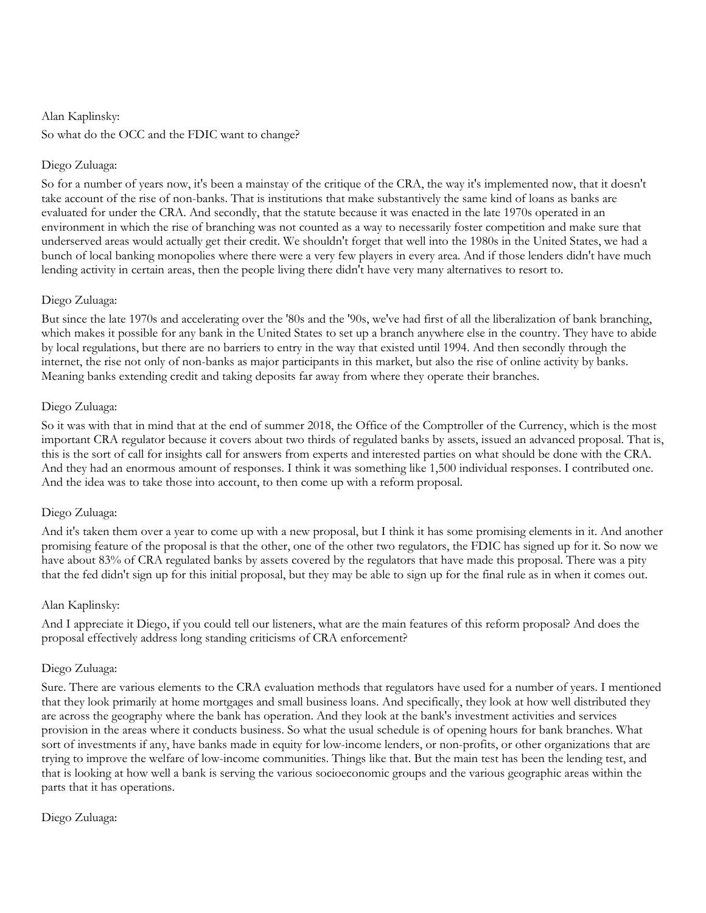Alan Kaplinsky:

So what do the OCC and the FDIC want to change?

Diego Zuluaga:

So for a number of years now, it's been a mainstay of the critique of the CRA, the way it's implemented now, that it doesn't take account of the rise of non-banks. That is institutions that make substantively the same kind of loans as banks are evaluated for under the CRA. And secondly, that the statute because it was enacted in the late 1970s operated in an environment in which the rise of branching was not counted as a way to necessarily foster competition and make sure that underserved areas would actually get their credit. We shouldn't forget that well into the 1980s in the United States, we had a bunch of local banking monopolies where there were a very few players in every area. And if those lenders didn't have much lending activity in certain areas, then the people living there didn't have very many alternatives to resort to.

Diego Zuluaga:

But since the late 1970s and accelerating over the '80s and the '90s, we've had first of all the liberalization of bank branching, which makes it possible for any bank in the United States to set up a branch anywhere else in the country. They have to abide by local regulations, but there are no barriers to entry in the way that existed until 1994. And then secondly through the internet, the rise not only of non-banks as major participants in this market, but also the rise of online activity by banks. Meaning banks extending credit and taking deposits far away from where they operate their branches.

Diego Zuluaga:

So it was with that in mind that at the end of summer 2018, the Office of the Comptroller of the Currency, which is the most important CRA regulator because it covers about two thirds of regulated banks by assets, issued an advanced proposal. That is, this is the sort of call for insights call for answers from experts and interested parties on what should be done with the CRA. And they had an enormous amount of responses. I think it was something like 1,500 individual responses. I contributed one. And the idea was to take those into account, to then come up with a reform proposal.

Diego Zuluaga:

And it's taken them over a year to come up with a new proposal, but I think it has some promising elements in it. And another promising feature of the proposal is that the other, one of the other two regulators, the FDIC has signed up for it. So now we have about 83% of CRA regulated banks by assets covered by the regulators that have made this proposal. There was a pity that the fed didn't sign up for this initial proposal, but they may be able to sign up for the final rule as in when it comes out.

Alan Kaplinsky:

And I appreciate it Diego, if you could tell our listeners, what are the main features of this reform proposal? And does the proposal effectively address long standing criticisms of CRA enforcement?

Diego Zuluaga:

Sure. There are various elements to the CRA evaluation methods that regulators have used for a number of years. I mentioned that they look primarily at home mortgages and small business loans. And specifically, they look at how well distributed they are across the geography where the bank has operation. And they look at the bank's investment activities and services provision in the areas where it conducts business. So what the usual schedule is of opening hours for bank branches. What sort of investments if any, have banks made in equity for low-income lenders, or non-profits, or other organizations that are trying to improve the welfare of low-income communities. Things like that. But the main test has been the lending test, and that is looking at how well a bank is serving the various socioeconomic groups and the various geographic areas within the parts that it has operations.

Diego Zuluaga: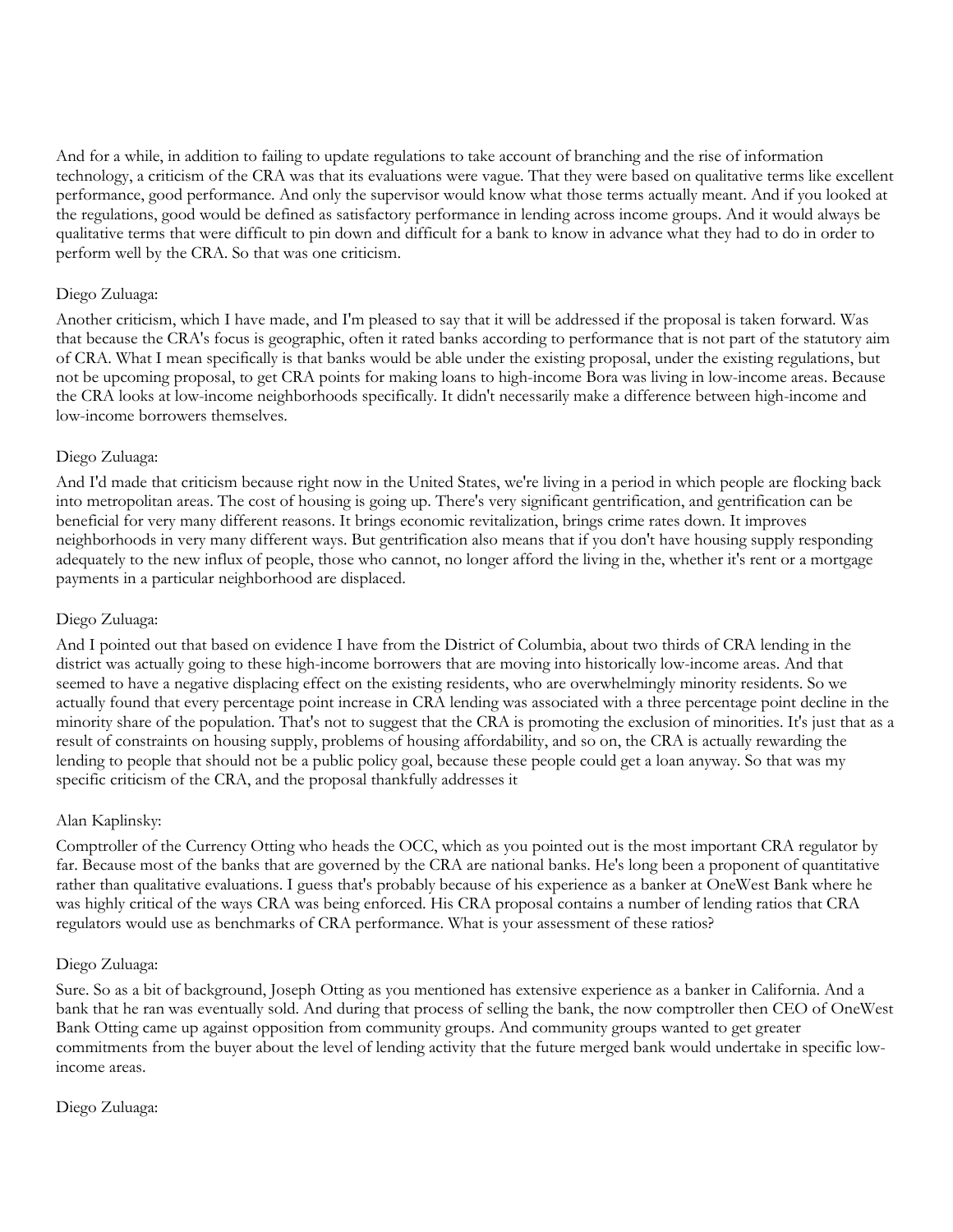And for a while, in addition to failing to update regulations to take account of branching and the rise of information technology, a criticism of the CRA was that its evaluations were vague. That they were based on qualitative terms like excellent performance, good performance. And only the supervisor would know what those terms actually meant. And if you looked at the regulations, good would be defined as satisfactory performance in lending across income groups. And it would always be qualitative terms that were difficult to pin down and difficult for a bank to know in advance what they had to do in order to perform well by the CRA. So that was one criticism.

Diego Zuluaga:

Another criticism, which I have made, and I'm pleased to say that it will be addressed if the proposal is taken forward. Was that because the CRA's focus is geographic, often it rated banks according to performance that is not part of the statutory aim of CRA. What I mean specifically is that banks would be able under the existing proposal, under the existing regulations, but not be upcoming proposal, to get CRA points for making loans to high-income Bora was living in low-income areas. Because the CRA looks at low-income neighborhoods specifically. It didn't necessarily make a difference between high-income and low-income borrowers themselves.

Diego Zuluaga:

And I'd made that criticism because right now in the United States, we're living in a period in which people are flocking back into metropolitan areas. The cost of housing is going up. There's very significant gentrification, and gentrification can be beneficial for very many different reasons. It brings economic revitalization, brings crime rates down. It improves neighborhoods in very many different ways. But gentrification also means that if you don't have housing supply responding adequately to the new influx of people, those who cannot, no longer afford the living in the, whether it's rent or a mortgage payments in a particular neighborhood are displaced.

Diego Zuluaga:

And I pointed out that based on evidence I have from the District of Columbia, about two thirds of CRA lending in the district was actually going to these high-income borrowers that are moving into historically low-income areas. And that seemed to have a negative displacing effect on the existing residents, who are overwhelmingly minority residents. So we actually found that every percentage point increase in CRA lending was associated with a three percentage point decline in the minority share of the population. That's not to suggest that the CRA is promoting the exclusion of minorities. It's just that as a result of constraints on housing supply, problems of housing affordability, and so on, the CRA is actually rewarding the lending to people that should not be a public policy goal, because these people could get a loan anyway. So that was my specific criticism of the CRA, and the proposal thankfully addresses it

Alan Kaplinsky:

Comptroller of the Currency Otting who heads the OCC, which as you pointed out is the most important CRA regulator by far. Because most of the banks that are governed by the CRA are national banks. He's long been a proponent of quantitative rather than qualitative evaluations. I guess that's probably because of his experience as a banker at OneWest Bank where he was highly critical of the ways CRA was being enforced. His CRA proposal contains a number of lending ratios that CRA regulators would use as benchmarks of CRA performance. What is your assessment of these ratios?

Diego Zuluaga:

Sure. So as a bit of background, Joseph Otting as you mentioned has extensive experience as a banker in California. And a bank that he ran was eventually sold. And during that process of selling the bank, the now comptroller then CEO of OneWest Bank Otting came up against opposition from community groups. And community groups wanted to get greater commitments from the buyer about the level of lending activity that the future merged bank would undertake in specific low-income areas.

Diego Zuluaga: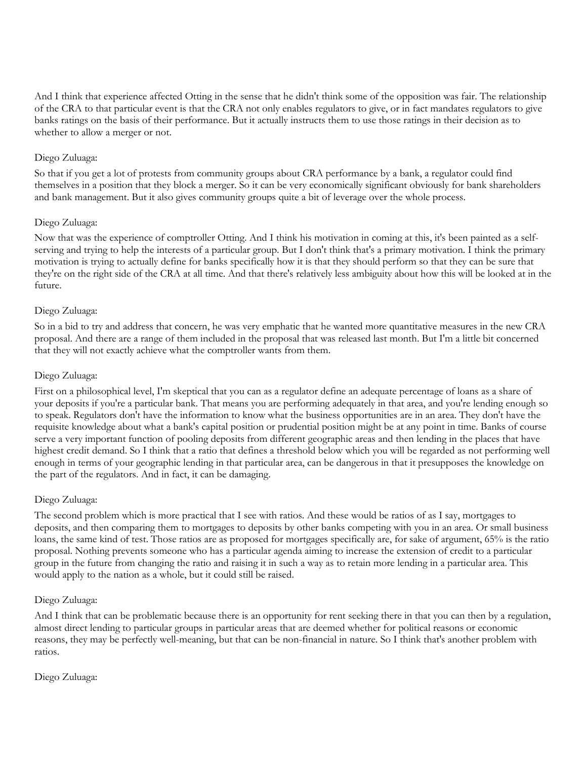And I think that experience affected Otting in the sense that he didn't think some of the opposition was fair. The relationship of the CRA to that particular event is that the CRA not only enables regulators to give, or in fact mandates regulators to give banks ratings on the basis of their performance. But it actually instructs them to use those ratings in their decision as to whether to allow a merger or not.

Diego Zuluaga:

So that if you get a lot of protests from community groups about CRA performance by a bank, a regulator could find themselves in a position that they block a merger. So it can be very economically significant obviously for bank shareholders and bank management. But it also gives community groups quite a bit of leverage over the whole process.

Diego Zuluaga:

Now that was the experience of comptroller Otting. And I think his motivation in coming at this, it's been painted as a self-serving and trying to help the interests of a particular group. But I don't think that's a primary motivation. I think the primary motivation is trying to actually define for banks specifically how it is that they should perform so that they can be sure that they're on the right side of the CRA at all time. And that there's relatively less ambiguity about how this will be looked at in the future.

Diego Zuluaga:

So in a bid to try and address that concern, he was very emphatic that he wanted more quantitative measures in the new CRA proposal. And there are a range of them included in the proposal that was released last month. But I'm a little bit concerned that they will not exactly achieve what the comptroller wants from them.

Diego Zuluaga:

First on a philosophical level, I'm skeptical that you can as a regulator define an adequate percentage of loans as a share of your deposits if you're a particular bank. That means you are performing adequately in that area, and you're lending enough so to speak. Regulators don't have the information to know what the business opportunities are in an area. They don't have the requisite knowledge about what a bank's capital position or prudential position might be at any point in time. Banks of course serve a very important function of pooling deposits from different geographic areas and then lending in the places that have highest credit demand. So I think that a ratio that defines a threshold below which you will be regarded as not performing well enough in terms of your geographic lending in that particular area, can be dangerous in that it presupposes the knowledge on the part of the regulators. And in fact, it can be damaging.

Diego Zuluaga:

The second problem which is more practical that I see with ratios. And these would be ratios of as I say, mortgages to deposits, and then comparing them to mortgages to deposits by other banks competing with you in an area. Or small business loans, the same kind of test. Those ratios are as proposed for mortgages specifically are, for sake of argument, 65% is the ratio proposal. Nothing prevents someone who has a particular agenda aiming to increase the extension of credit to a particular group in the future from changing the ratio and raising it in such a way as to retain more lending in a particular area. This would apply to the nation as a whole, but it could still be raised.

Diego Zuluaga:

And I think that can be problematic because there is an opportunity for rent seeking there in that you can then by a regulation, almost direct lending to particular groups in particular areas that are deemed whether for political reasons or economic reasons, they may be perfectly well-meaning, but that can be non-financial in nature. So I think that's another problem with ratios.

Diego Zuluaga: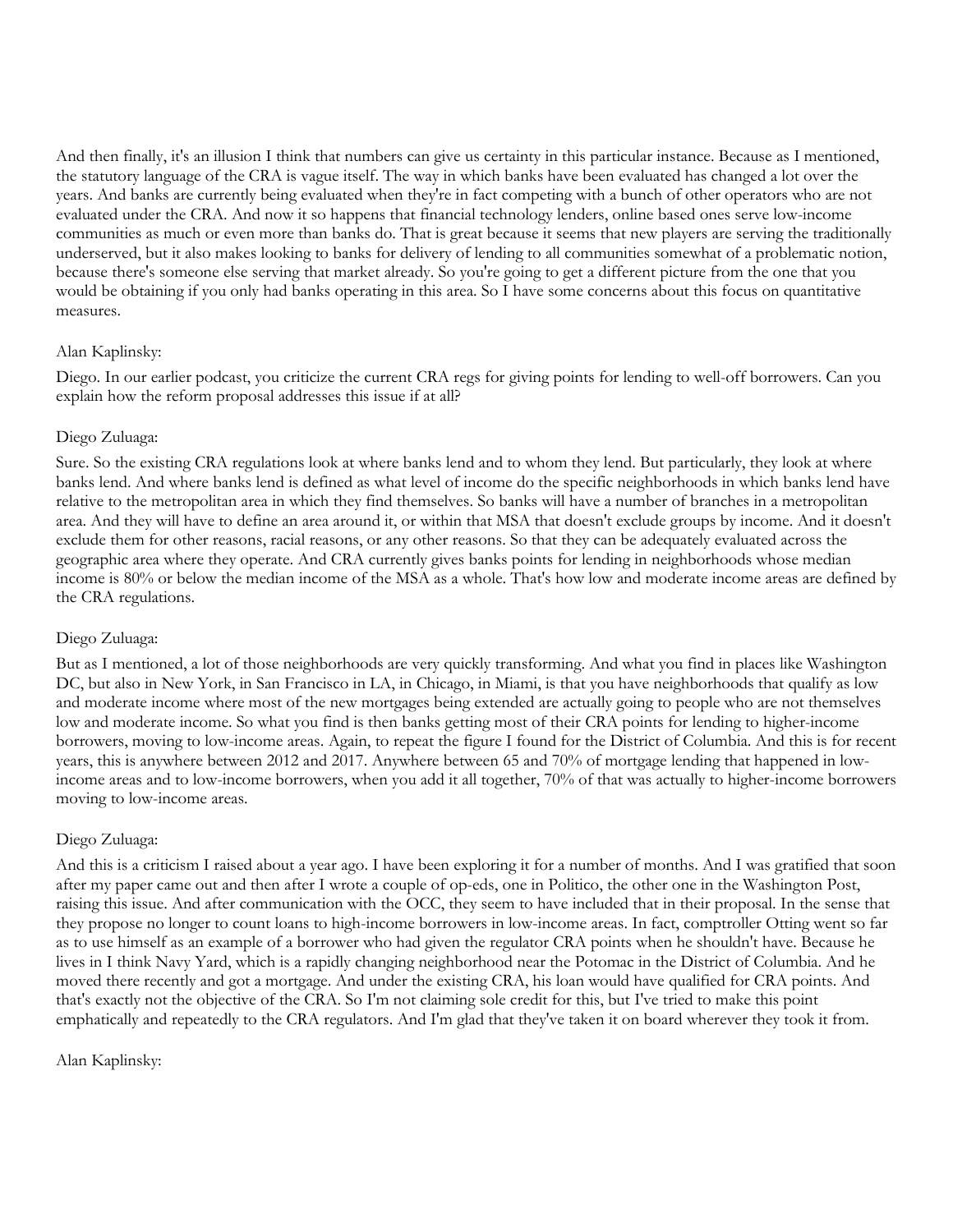And then finally, it's an illusion I think that numbers can give us certainty in this particular instance. Because as I mentioned, the statutory language of the CRA is vague itself. The way in which banks have been evaluated has changed a lot over the years. And banks are currently being evaluated when they're in fact competing with a bunch of other operators who are not evaluated under the CRA. And now it so happens that financial technology lenders, online based ones serve low-income communities as much or even more than banks do. That is great because it seems that new players are serving the traditionally underserved, but it also makes looking to banks for delivery of lending to all communities somewhat of a problematic notion, because there's someone else serving that market already. So you're going to get a different picture from the one that you would be obtaining if you only had banks operating in this area. So I have some concerns about this focus on quantitative measures.

Alan Kaplinsky:

Diego. In our earlier podcast, you criticize the current CRA regs for giving points for lending to well-off borrowers. Can you explain how the reform proposal addresses this issue if at all?

Diego Zuluaga:

Sure. So the existing CRA regulations look at where banks lend and to whom they lend. But particularly, they look at where banks lend. And where banks lend is defined as what level of income do the specific neighborhoods in which banks lend have relative to the metropolitan area in which they find themselves. So banks will have a number of branches in a metropolitan area. And they will have to define an area around it, or within that MSA that doesn't exclude groups by income. And it doesn't exclude them for other reasons, racial reasons, or any other reasons. So that they can be adequately evaluated across the geographic area where they operate. And CRA currently gives banks points for lending in neighborhoods whose median income is 80% or below the median income of the MSA as a whole. That's how low and moderate income areas are defined by the CRA regulations.

Diego Zuluaga:

But as I mentioned, a lot of those neighborhoods are very quickly transforming. And what you find in places like Washington DC, but also in New York, in San Francisco in LA, in Chicago, in Miami, is that you have neighborhoods that qualify as low and moderate income where most of the new mortgages being extended are actually going to people who are not themselves low and moderate income. So what you find is then banks getting most of their CRA points for lending to higher-income borrowers, moving to low-income areas. Again, to repeat the figure I found for the District of Columbia. And this is for recent years, this is anywhere between 2012 and 2017. Anywhere between 65 and 70% of mortgage lending that happened in low-income areas and to low-income borrowers, when you add it all together, 70% of that was actually to higher-income borrowers moving to low-income areas.

Diego Zuluaga:

And this is a criticism I raised about a year ago. I have been exploring it for a number of months. And I was gratified that soon after my paper came out and then after I wrote a couple of op-eds, one in Politico, the other one in the Washington Post, raising this issue. And after communication with the OCC, they seem to have included that in their proposal. In the sense that they propose no longer to count loans to high-income borrowers in low-income areas. In fact, comptroller Otting went so far as to use himself as an example of a borrower who had given the regulator CRA points when he shouldn't have. Because he lives in I think Navy Yard, which is a rapidly changing neighborhood near the Potomac in the District of Columbia. And he moved there recently and got a mortgage. And under the existing CRA, his loan would have qualified for CRA points. And that's exactly not the objective of the CRA. So I'm not claiming sole credit for this, but I've tried to make this point emphatically and repeatedly to the CRA regulators. And I'm glad that they've taken it on board wherever they took it from.

Alan Kaplinsky: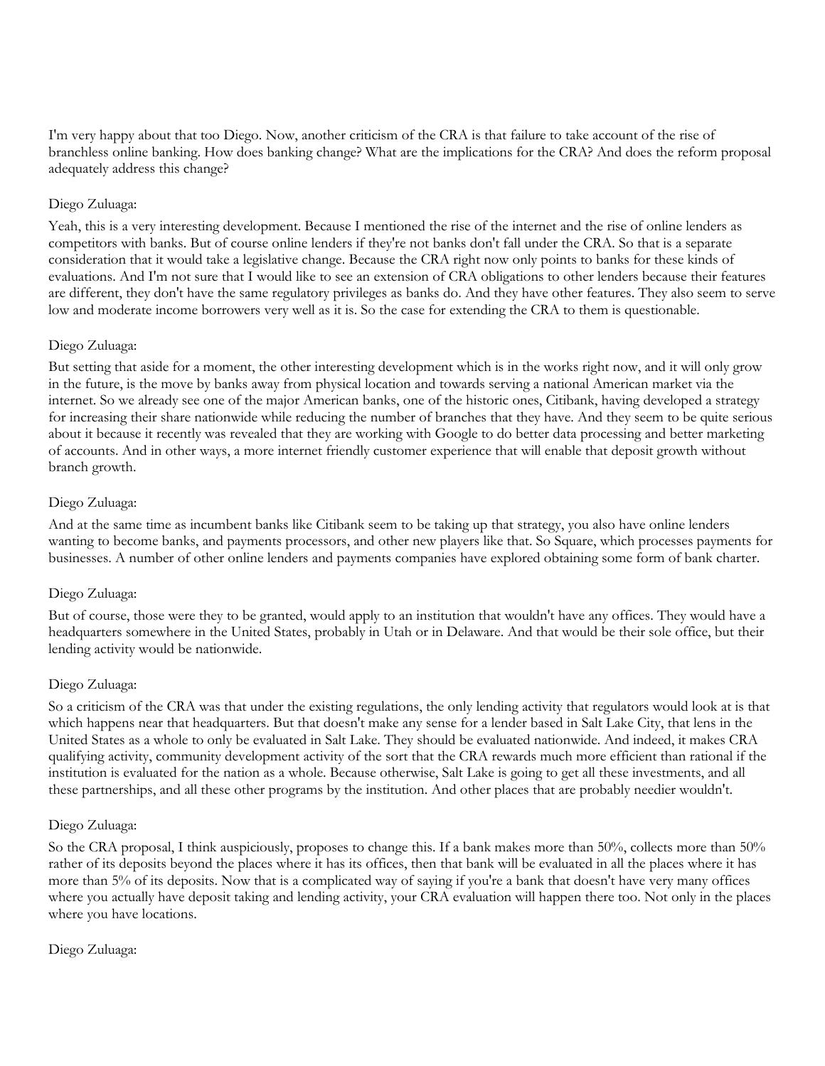I'm very happy about that too Diego. Now, another criticism of the CRA is that failure to take account of the rise of branchless online banking. How does banking change? What are the implications for the CRA? And does the reform proposal adequately address this change?

Diego Zuluaga:

Yeah, this is a very interesting development. Because I mentioned the rise of the internet and the rise of online lenders as competitors with banks. But of course online lenders if they're not banks don't fall under the CRA. So that is a separate consideration that it would take a legislative change. Because the CRA right now only points to banks for these kinds of evaluations. And I'm not sure that I would like to see an extension of CRA obligations to other lenders because their features are different, they don't have the same regulatory privileges as banks do. And they have other features. They also seem to serve low and moderate income borrowers very well as it is. So the case for extending the CRA to them is questionable.

Diego Zuluaga:

But setting that aside for a moment, the other interesting development which is in the works right now, and it will only grow in the future, is the move by banks away from physical location and towards serving a national American market via the internet. So we already see one of the major American banks, one of the historic ones, Citibank, having developed a strategy for increasing their share nationwide while reducing the number of branches that they have. And they seem to be quite serious about it because it recently was revealed that they are working with Google to do better data processing and better marketing of accounts. And in other ways, a more internet friendly customer experience that will enable that deposit growth without branch growth.

Diego Zuluaga:

And at the same time as incumbent banks like Citibank seem to be taking up that strategy, you also have online lenders wanting to become banks, and payments processors, and other new players like that. So Square, which processes payments for businesses. A number of other online lenders and payments companies have explored obtaining some form of bank charter.

Diego Zuluaga:

But of course, those were they to be granted, would apply to an institution that wouldn't have any offices. They would have a headquarters somewhere in the United States, probably in Utah or in Delaware. And that would be their sole office, but their lending activity would be nationwide.

Diego Zuluaga:

So a criticism of the CRA was that under the existing regulations, the only lending activity that regulators would look at is that which happens near that headquarters. But that doesn't make any sense for a lender based in Salt Lake City, that lens in the United States as a whole to only be evaluated in Salt Lake. They should be evaluated nationwide. And indeed, it makes CRA qualifying activity, community development activity of the sort that the CRA rewards much more efficient than rational if the institution is evaluated for the nation as a whole. Because otherwise, Salt Lake is going to get all these investments, and all these partnerships, and all these other programs by the institution. And other places that are probably needier wouldn't.

Diego Zuluaga:

So the CRA proposal, I think auspiciously, proposes to change this. If a bank makes more than 50%, collects more than 50% rather of its deposits beyond the places where it has its offices, then that bank will be evaluated in all the places where it has more than 5% of its deposits. Now that is a complicated way of saying if you're a bank that doesn't have very many offices where you actually have deposit taking and lending activity, your CRA evaluation will happen there too. Not only in the places where you have locations.

Diego Zuluaga: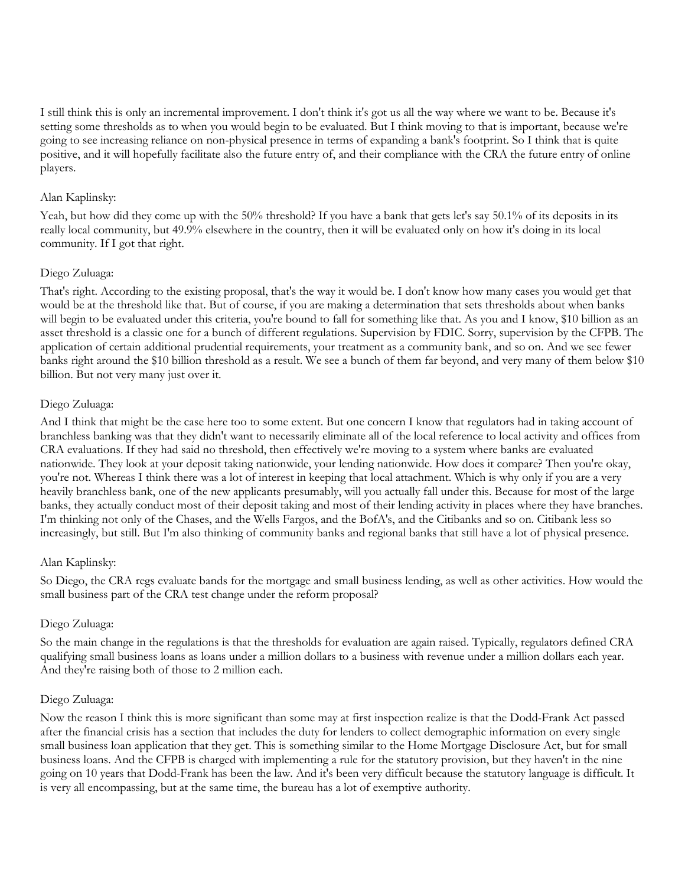I still think this is only an incremental improvement. I don't think it's got us all the way where we want to be. Because it's setting some thresholds as to when you would begin to be evaluated. But I think moving to that is important, because we're going to see increasing reliance on non-physical presence in terms of expanding a bank's footprint. So I think that is quite positive, and it will hopefully facilitate also the future entry of, and their compliance with the CRA the future entry of online players.

Alan Kaplinsky:

Yeah, but how did they come up with the 50% threshold? If you have a bank that gets let's say 50.1% of its deposits in its really local community, but 49.9% elsewhere in the country, then it will be evaluated only on how it's doing in its local community. If I got that right.

Diego Zuluaga:

That's right. According to the existing proposal, that's the way it would be. I don't know how many cases you would get that would be at the threshold like that. But of course, if you are making a determination that sets thresholds about when banks will begin to be evaluated under this criteria, you're bound to fall for something like that. As you and I know, $10 billion as an asset threshold is a classic one for a bunch of different regulations. Supervision by FDIC. Sorry, supervision by the CFPB. The application of certain additional prudential requirements, your treatment as a community bank, and so on. And we see fewer banks right around the $10 billion threshold as a result. We see a bunch of them far beyond, and very many of them below $10 billion. But not very many just over it.

Diego Zuluaga:

And I think that might be the case here too to some extent. But one concern I know that regulators had in taking account of branchless banking was that they didn't want to necessarily eliminate all of the local reference to local activity and offices from CRA evaluations. If they had said no threshold, then effectively we're moving to a system where banks are evaluated nationwide. They look at your deposit taking nationwide, your lending nationwide. How does it compare? Then you're okay, you're not. Whereas I think there was a lot of interest in keeping that local attachment. Which is why only if you are a very heavily branchless bank, one of the new applicants presumably, will you actually fall under this. Because for most of the large banks, they actually conduct most of their deposit taking and most of their lending activity in places where they have branches. I'm thinking not only of the Chases, and the Wells Fargos, and the BofA's, and the Citibanks and so on. Citibank less so increasingly, but still. But I'm also thinking of community banks and regional banks that still have a lot of physical presence.

Alan Kaplinsky:

So Diego, the CRA regs evaluate bands for the mortgage and small business lending, as well as other activities. How would the small business part of the CRA test change under the reform proposal?

Diego Zuluaga:

So the main change in the regulations is that the thresholds for evaluation are again raised. Typically, regulators defined CRA qualifying small business loans as loans under a million dollars to a business with revenue under a million dollars each year. And they're raising both of those to 2 million each.

Diego Zuluaga:

Now the reason I think this is more significant than some may at first inspection realize is that the Dodd-Frank Act passed after the financial crisis has a section that includes the duty for lenders to collect demographic information on every single small business loan application that they get. This is something similar to the Home Mortgage Disclosure Act, but for small business loans. And the CFPB is charged with implementing a rule for the statutory provision, but they haven't in the nine going on 10 years that Dodd-Frank has been the law. And it's been very difficult because the statutory language is difficult. It is very all encompassing, but at the same time, the bureau has a lot of exemptive authority.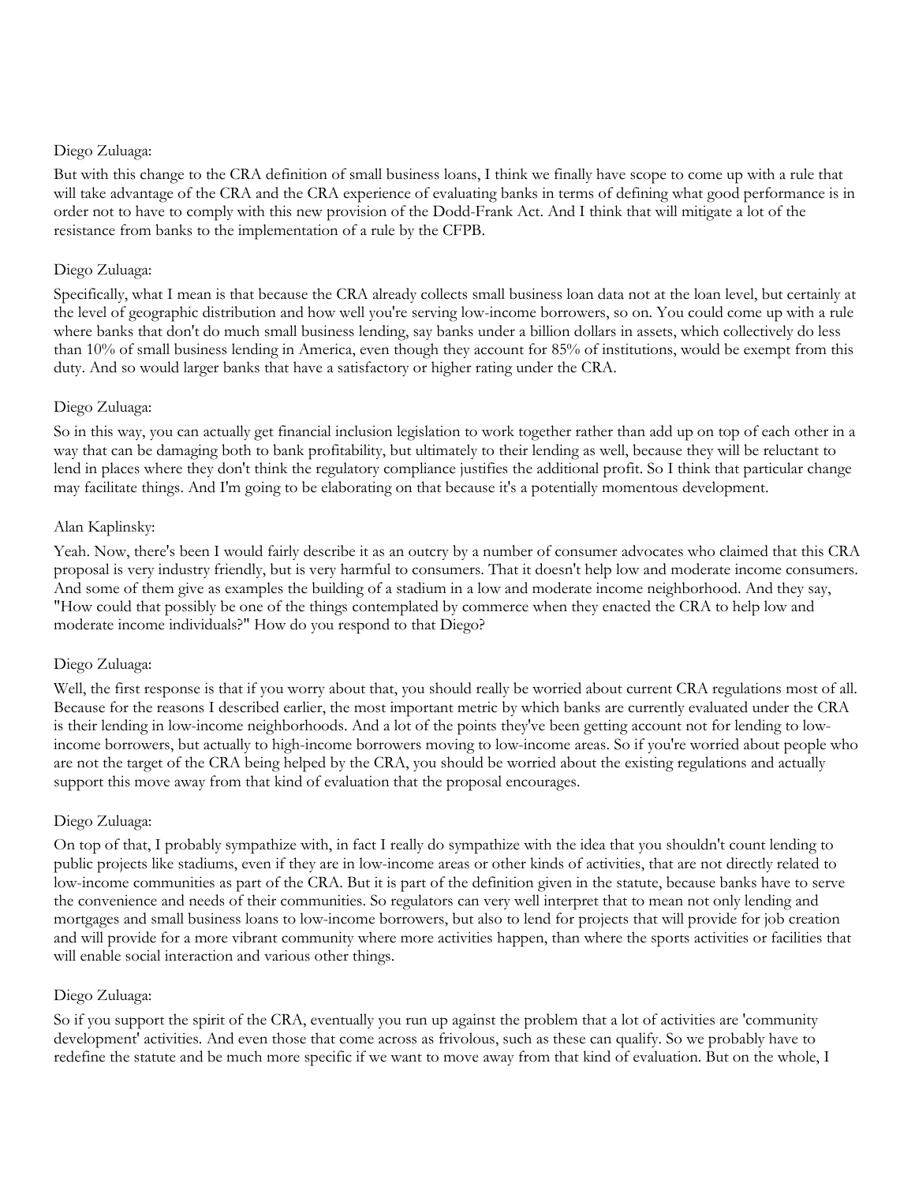Diego Zuluaga:

But with this change to the CRA definition of small business loans, I think we finally have scope to come up with a rule that will take advantage of the CRA and the CRA experience of evaluating banks in terms of defining what good performance is in order not to have to comply with this new provision of the Dodd-Frank Act. And I think that will mitigate a lot of the resistance from banks to the implementation of a rule by the CFPB.

Diego Zuluaga:

Specifically, what I mean is that because the CRA already collects small business loan data not at the loan level, but certainly at the level of geographic distribution and how well you're serving low-income borrowers, so on. You could come up with a rule where banks that don't do much small business lending, say banks under a billion dollars in assets, which collectively do less than 10% of small business lending in America, even though they account for 85% of institutions, would be exempt from this duty. And so would larger banks that have a satisfactory or higher rating under the CRA.

Diego Zuluaga:

So in this way, you can actually get financial inclusion legislation to work together rather than add up on top of each other in a way that can be damaging both to bank profitability, but ultimately to their lending as well, because they will be reluctant to lend in places where they don't think the regulatory compliance justifies the additional profit. So I think that particular change may facilitate things. And I'm going to be elaborating on that because it's a potentially momentous development.

Alan Kaplinsky:

Yeah. Now, there's been I would fairly describe it as an outcry by a number of consumer advocates who claimed that this CRA proposal is very industry friendly, but is very harmful to consumers. That it doesn't help low and moderate income consumers. And some of them give as examples the building of a stadium in a low and moderate income neighborhood. And they say, "How could that possibly be one of the things contemplated by commerce when they enacted the CRA to help low and moderate income individuals?" How do you respond to that Diego?

Diego Zuluaga:

Well, the first response is that if you worry about that, you should really be worried about current CRA regulations most of all. Because for the reasons I described earlier, the most important metric by which banks are currently evaluated under the CRA is their lending in low-income neighborhoods. And a lot of the points they've been getting account not for lending to low-income borrowers, but actually to high-income borrowers moving to low-income areas. So if you're worried about people who are not the target of the CRA being helped by the CRA, you should be worried about the existing regulations and actually support this move away from that kind of evaluation that the proposal encourages.

Diego Zuluaga:

On top of that, I probably sympathize with, in fact I really do sympathize with the idea that you shouldn't count lending to public projects like stadiums, even if they are in low-income areas or other kinds of activities, that are not directly related to low-income communities as part of the CRA. But it is part of the definition given in the statute, because banks have to serve the convenience and needs of their communities. So regulators can very well interpret that to mean not only lending and mortgages and small business loans to low-income borrowers, but also to lend for projects that will provide for job creation and will provide for a more vibrant community where more activities happen, than where the sports activities or facilities that will enable social interaction and various other things.

Diego Zuluaga:

So if you support the spirit of the CRA, eventually you run up against the problem that a lot of activities are 'community development' activities. And even those that come across as frivolous, such as these can qualify. So we probably have to redefine the statute and be much more specific if we want to move away from that kind of evaluation. But on the whole, I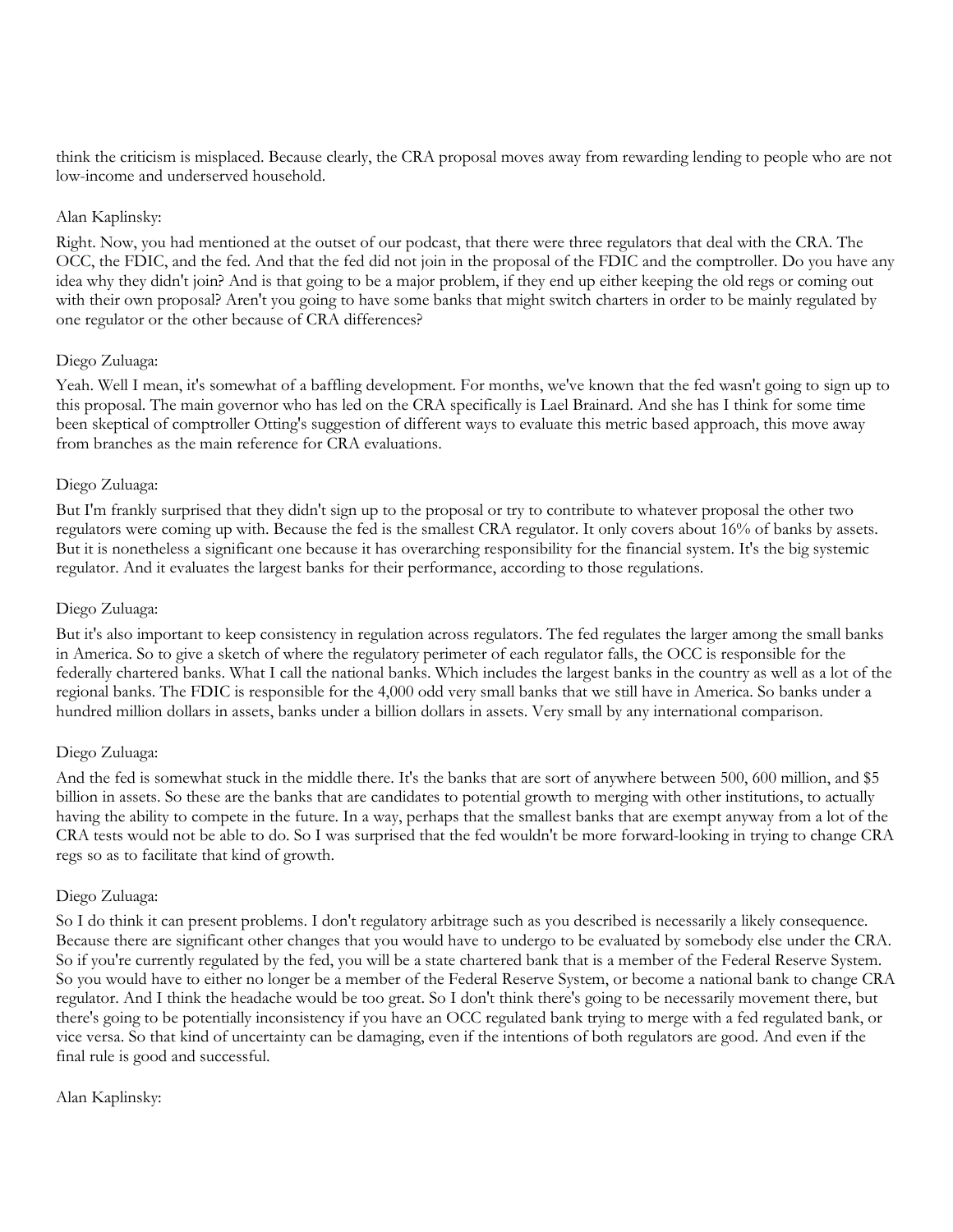think the criticism is misplaced. Because clearly, the CRA proposal moves away from rewarding lending to people who are not low-income and underserved household.

Alan Kaplinsky:

Right. Now, you had mentioned at the outset of our podcast, that there were three regulators that deal with the CRA. The OCC, the FDIC, and the fed. And that the fed did not join in the proposal of the FDIC and the comptroller. Do you have any idea why they didn't join? And is that going to be a major problem, if they end up either keeping the old regs or coming out with their own proposal? Aren't you going to have some banks that might switch charters in order to be mainly regulated by one regulator or the other because of CRA differences?

Diego Zuluaga:

Yeah. Well I mean, it's somewhat of a baffling development. For months, we've known that the fed wasn't going to sign up to this proposal. The main governor who has led on the CRA specifically is Lael Brainard. And she has I think for some time been skeptical of comptroller Otting's suggestion of different ways to evaluate this metric based approach, this move away from branches as the main reference for CRA evaluations.

Diego Zuluaga:

But I'm frankly surprised that they didn't sign up to the proposal or try to contribute to whatever proposal the other two regulators were coming up with. Because the fed is the smallest CRA regulator. It only covers about 16% of banks by assets. But it is nonetheless a significant one because it has overarching responsibility for the financial system. It's the big systemic regulator. And it evaluates the largest banks for their performance, according to those regulations.

Diego Zuluaga:

But it's also important to keep consistency in regulation across regulators. The fed regulates the larger among the small banks in America. So to give a sketch of where the regulatory perimeter of each regulator falls, the OCC is responsible for the federally chartered banks. What I call the national banks. Which includes the largest banks in the country as well as a lot of the regional banks. The FDIC is responsible for the 4,000 odd very small banks that we still have in America. So banks under a hundred million dollars in assets, banks under a billion dollars in assets. Very small by any international comparison.

Diego Zuluaga:

And the fed is somewhat stuck in the middle there. It's the banks that are sort of anywhere between 500, 600 million, and $5 billion in assets. So these are the banks that are candidates to potential growth to merging with other institutions, to actually having the ability to compete in the future. In a way, perhaps that the smallest banks that are exempt anyway from a lot of the CRA tests would not be able to do. So I was surprised that the fed wouldn't be more forward-looking in trying to change CRA regs so as to facilitate that kind of growth.

Diego Zuluaga:

So I do think it can present problems. I don't regulatory arbitrage such as you described is necessarily a likely consequence. Because there are significant other changes that you would have to undergo to be evaluated by somebody else under the CRA. So if you're currently regulated by the fed, you will be a state chartered bank that is a member of the Federal Reserve System. So you would have to either no longer be a member of the Federal Reserve System, or become a national bank to change CRA regulator. And I think the headache would be too great. So I don't think there's going to be necessarily movement there, but there's going to be potentially inconsistency if you have an OCC regulated bank trying to merge with a fed regulated bank, or vice versa. So that kind of uncertainty can be damaging, even if the intentions of both regulators are good. And even if the final rule is good and successful.

Alan Kaplinsky: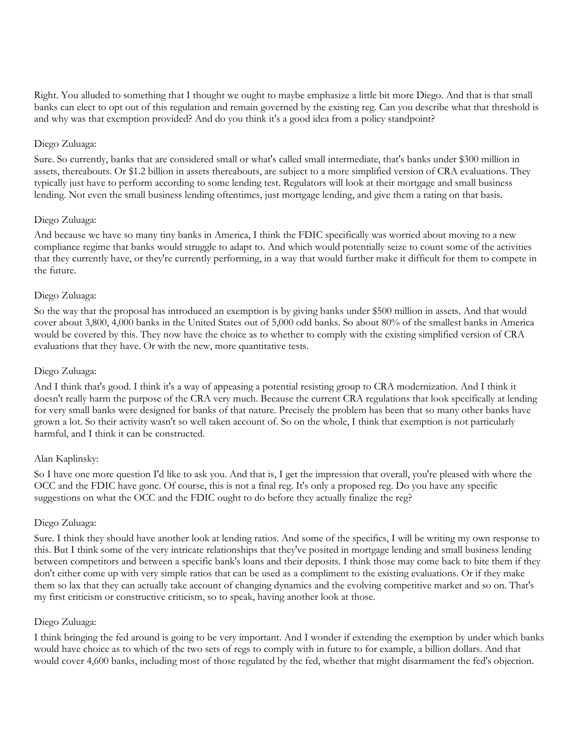Right. You alluded to something that I thought we ought to maybe emphasize a little bit more Diego. And that is that small banks can elect to opt out of this regulation and remain governed by the existing reg. Can you describe what that threshold is and why was that exemption provided? And do you think it's a good idea from a policy standpoint?

Diego Zuluaga:

Sure. So currently, banks that are considered small or what's called small intermediate, that's banks under $300 million in assets, thereabouts. Or $1.2 billion in assets thereabouts, are subject to a more simplified version of CRA evaluations. They typically just have to perform according to some lending test. Regulators will look at their mortgage and small business lending. Not even the small business lending oftentimes, just mortgage lending, and give them a rating on that basis.

Diego Zuluaga:

And because we have so many tiny banks in America, I think the FDIC specifically was worried about moving to a new compliance regime that banks would struggle to adapt to. And which would potentially seize to count some of the activities that they currently have, or they're currently performing, in a way that would further make it difficult for them to compete in the future.

Diego Zuluaga:

So the way that the proposal has introduced an exemption is by giving banks under $500 million in assets. And that would cover about 3,800, 4,000 banks in the United States out of 5,000 odd banks. So about 80% of the smallest banks in America would be covered by this. They now have the choice as to whether to comply with the existing simplified version of CRA evaluations that they have. Or with the new, more quantitative tests.

Diego Zuluaga:

And I think that's good. I think it's a way of appeasing a potential resisting group to CRA modernization. And I think it doesn't really harm the purpose of the CRA very much. Because the current CRA regulations that look specifically at lending for very small banks were designed for banks of that nature. Precisely the problem has been that so many other banks have grown a lot. So their activity wasn't so well taken account of. So on the whole, I think that exemption is not particularly harmful, and I think it can be constructed.

Alan Kaplinsky:

So I have one more question I'd like to ask you. And that is, I get the impression that overall, you're pleased with where the OCC and the FDIC have gone. Of course, this is not a final reg. It's only a proposed reg. Do you have any specific suggestions on what the OCC and the FDIC ought to do before they actually finalize the reg?

Diego Zuluaga:

Sure. I think they should have another look at lending ratios. And some of the specifics, I will be writing my own response to this. But I think some of the very intricate relationships that they've posited in mortgage lending and small business lending between competitors and between a specific bank's loans and their deposits. I think those may come back to bite them if they don't either come up with very simple ratios that can be used as a compliment to the existing evaluations. Or if they make them so lax that they can actually take account of changing dynamics and the evolving competitive market and so on. That's my first criticism or constructive criticism, so to speak, having another look at those.

Diego Zuluaga:

I think bringing the fed around is going to be very important. And I wonder if extending the exemption by under which banks would have choice as to which of the two sets of regs to comply with in future to for example, a billion dollars. And that would cover 4,600 banks, including most of those regulated by the fed, whether that might disarmament the fed's objection.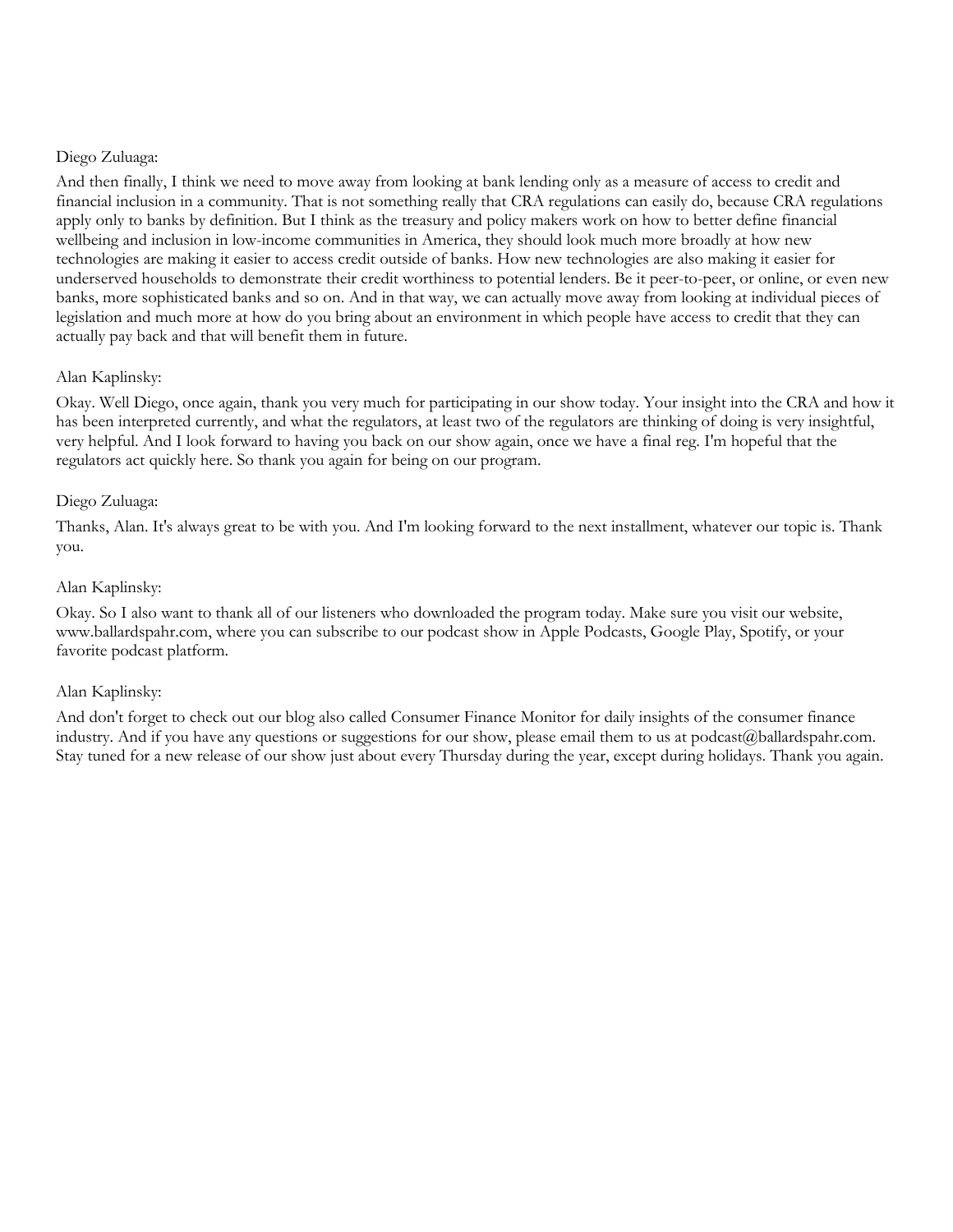Diego Zuluaga:

And then finally, I think we need to move away from looking at bank lending only as a measure of access to credit and financial inclusion in a community. That is not something really that CRA regulations can easily do, because CRA regulations apply only to banks by definition. But I think as the treasury and policy makers work on how to better define financial wellbeing and inclusion in low-income communities in America, they should look much more broadly at how new technologies are making it easier to access credit outside of banks. How new technologies are also making it easier for underserved households to demonstrate their credit worthiness to potential lenders. Be it peer-to-peer, or online, or even new banks, more sophisticated banks and so on. And in that way, we can actually move away from looking at individual pieces of legislation and much more at how do you bring about an environment in which people have access to credit that they can actually pay back and that will benefit them in future.

Alan Kaplinsky:

Okay. Well Diego, once again, thank you very much for participating in our show today. Your insight into the CRA and how it has been interpreted currently, and what the regulators, at least two of the regulators are thinking of doing is very insightful, very helpful. And I look forward to having you back on our show again, once we have a final reg. I'm hopeful that the regulators act quickly here. So thank you again for being on our program.

Diego Zuluaga:

Thanks, Alan. It's always great to be with you. And I'm looking forward to the next installment, whatever our topic is. Thank you.

Alan Kaplinsky:

Okay. So I also want to thank all of our listeners who downloaded the program today. Make sure you visit our website, www.ballardspahr.com, where you can subscribe to our podcast show in Apple Podcasts, Google Play, Spotify, or your favorite podcast platform.

Alan Kaplinsky:

And don't forget to check out our blog also called Consumer Finance Monitor for daily insights of the consumer finance industry. And if you have any questions or suggestions for our show, please email them to us at podcast@ballardspahr.com. Stay tuned for a new release of our show just about every Thursday during the year, except during holidays. Thank you again.